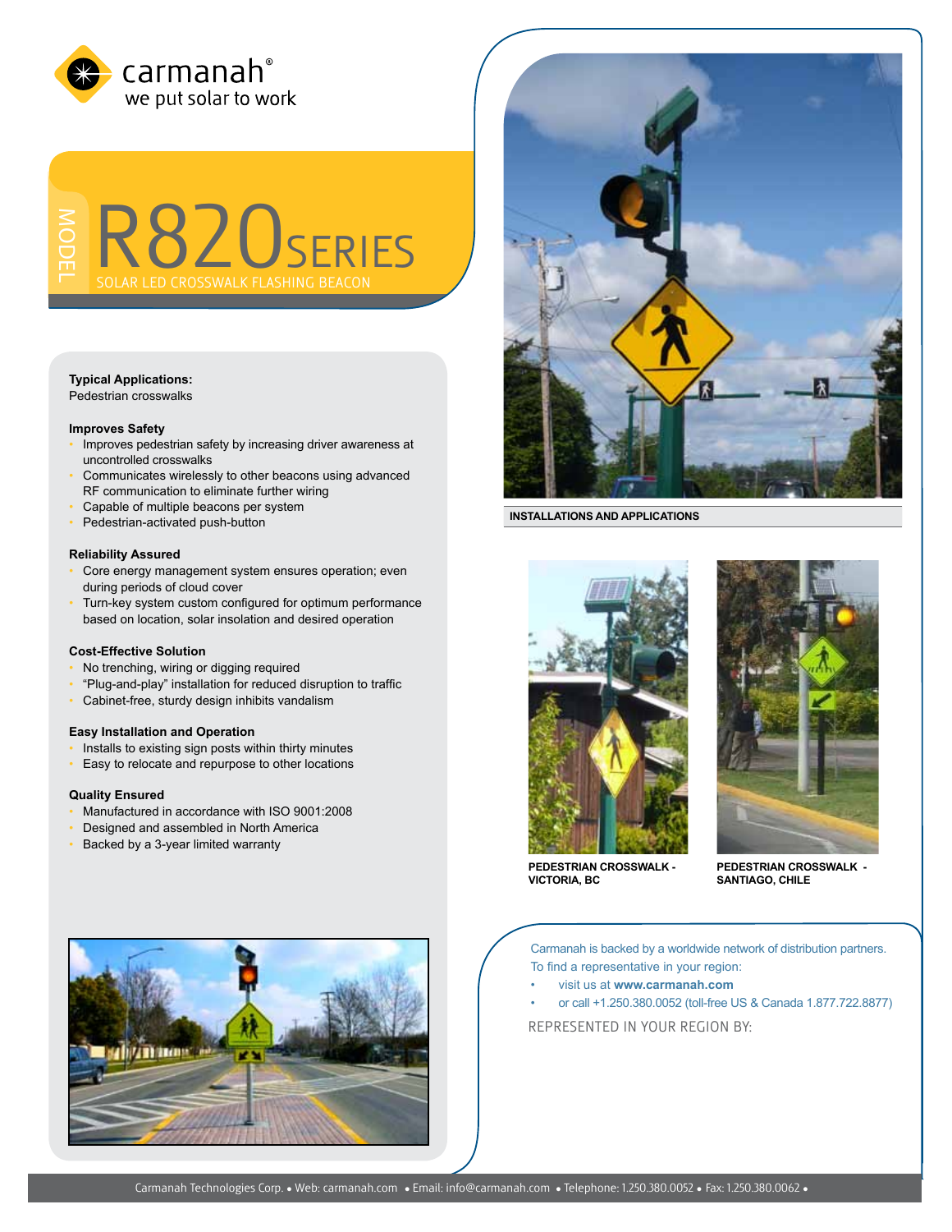carmanah®
we put solar to work

MODEL

# R820 SERIES

SOLAR LED CROSSWALK FLASHING BEACON

**Typical Applications:**
Pedestrian crosswalks

**Improves Safety**

- Improves pedestrian safety by increasing driver awareness at uncontrolled crosswalks
- Communicates wirelessly to other beacons using advanced RF communication to eliminate further wiring
- Capable of multiple beacons per system
- Pedestrian-activated push-button

**Reliability Assured**

- Core energy management system ensures operation; even during periods of cloud cover
- Turn-key system custom configured for optimum performance based on location, solar insolation and desired operation

**Cost-Effective Solution**

- No trenching, wiring or digging required
- “Plug-and-play” installation for reduced disruption to traffic
- Cabinet-free, sturdy design inhibits vandalism

**Easy Installation and Operation**

- Installs to existing sign posts within thirty minutes
- Easy to relocate and repurpose to other locations

**Quality Ensured**

- Manufactured in accordance with ISO 9001:2008
- Designed and assembled in North America
- Backed by a 3-year limited warranty

**INSTALLATIONS AND APPLICATIONS**

**PEDESTRIAN CROSSWALK - VICTORIA, BC**

**PEDESTRIAN CROSSWALK - SANTIAGO, CHILE**

Carmanah is backed by a worldwide network of distribution partners. To find a representative in your region:

- visit us at **www.carmanah.com**
- or call +1.250.380.0052 (toll-free US & Canada 1.877.722.8877)

REPRESENTED IN YOUR REGION BY:

Carmanah Technologies Corp. • Web: carmanah.com • Email: info@carmanah.com • Telephone: 1.250.380.0052 • Fax: 1.250.380.0062 •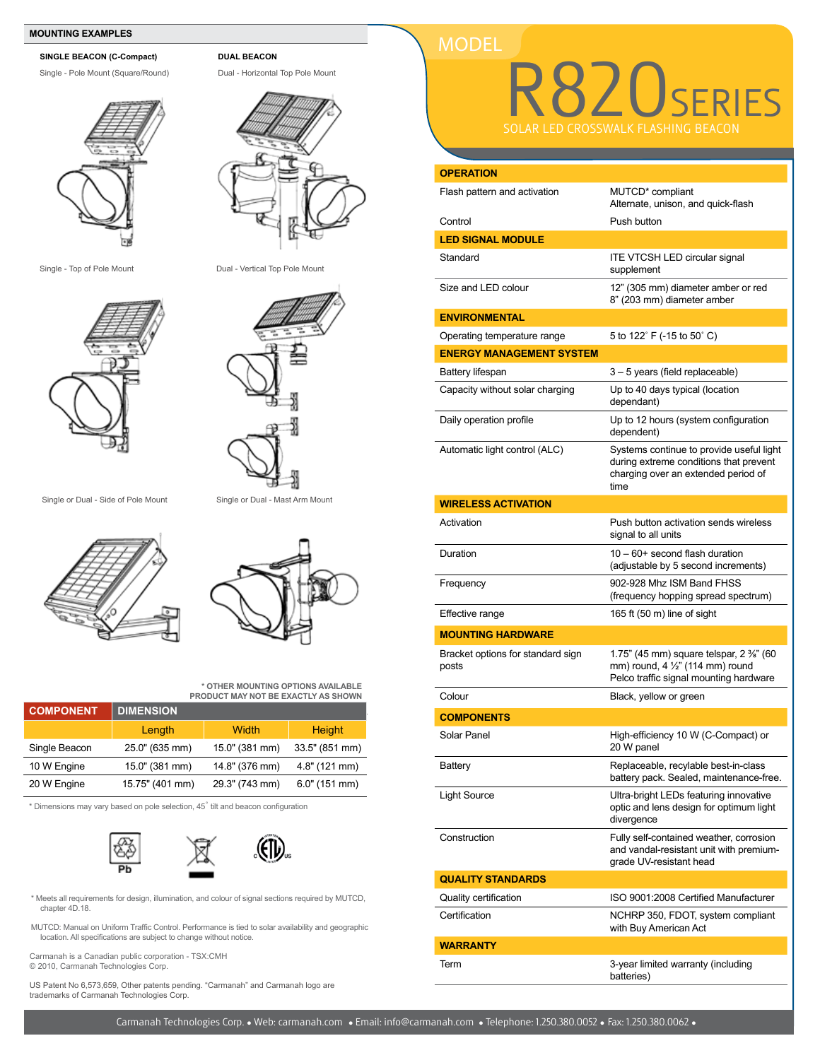## MOUNTING EXAMPLES

**SINGLE BEACON (C-Compact)**

Single - Pole Mount (Square/Round)

**DUAL BEACON**

Dual - Horizontal Top Pole Mount

Single - Top of Pole Mount

Dual - Vertical Top Pole Mount

Single or Dual - Side of Pole Mount

Single or Dual - Mast Arm Mount

\* OTHER MOUNTING OPTIONS AVAILABLE
PRODUCT MAY NOT BE EXACTLY AS SHOWN

| COMPONENT | DIMENSION | | |
|---|---|---|---|
| | Length | Width | Height |
| Single Beacon | 25.0" (635 mm) | 15.0" (381 mm) | 33.5" (851 mm) |
| 10 W Engine | 15.0" (381 mm) | 14.8" (376 mm) | 4.8" (121 mm) |
| 20 W Engine | 15.75" (401 mm) | 29.3" (743 mm) | 6.0" (151 mm) |

\* Dimensions may vary based on pole selection, 45˚ tilt and beacon configuration

\* Meets all requirements for design, illumination, and colour of signal sections required by MUTCD, chapter 4D.18.

MUTCD: Manual on Uniform Traffic Control. Performance is tied to solar availability and geographic location. All specifications are subject to change without notice.

Carmanah is a Canadian public corporation - TSX:CMH
© 2010, Carmanah Technologies Corp.

US Patent No 6,573,659, Other patents pending. "Carmanah" and Carmanah logo are trademarks of Carmanah Technologies Corp.

# MODEL R820 SERIES

## SOLAR LED CROSSWALK FLASHING BEACON

| | |
|---|---|
| **OPERATION** | |
| Flash pattern and activation | MUTCD* compliant<br>Alternate, unison, and quick-flash |
| Control | Push button |
| **LED SIGNAL MODULE** | |
| Standard | ITE VTCSH LED circular signal supplement |
| Size and LED colour | 12" (305 mm) diameter amber or red<br>8" (203 mm) diameter amber |
| **ENVIRONMENTAL** | |
| Operating temperature range | 5 to 122˚ F (-15 to 50˚ C) |
| **ENERGY MANAGEMENT SYSTEM** | |
| Battery lifespan | 3 – 5 years (field replaceable) |
| Capacity without solar charging | Up to 40 days typical (location dependant) |
| Daily operation profile | Up to 12 hours (system configuration dependent) |
| Automatic light control (ALC) | Systems continue to provide useful light during extreme conditions that prevent charging over an extended period of time |
| **WIRELESS ACTIVATION** | |
| Activation | Push button activation sends wireless signal to all units |
| Duration | 10 – 60+ second flash duration (adjustable by 5 second increments) |
| Frequency | 902-928 Mhz ISM Band FHSS (frequency hopping spread spectrum) |
| Effective range | 165 ft (50 m) line of sight |
| **MOUNTING HARDWARE** | |
| Bracket options for standard sign posts | 1.75" (45 mm) square telspar, 2 ⅜" (60 mm) round, 4 ½" (114 mm) round Pelco traffic signal mounting hardware |
| Colour | Black, yellow or green |
| **COMPONENTS** | |
| Solar Panel | High-efficiency 10 W (C-Compact) or 20 W panel |
| Battery | Replaceable, recylable best-in-class battery pack. Sealed, maintenance-free. |
| Light Source | Ultra-bright LEDs featuring innovative optic and lens design for optimum light divergence |
| Construction | Fully self-contained weather, corrosion and vandal-resistant unit with premium-grade UV-resistant head |
| **QUALITY STANDARDS** | |
| Quality certification | ISO 9001:2008 Certified Manufacturer |
| Certification | NCHRP 350, FDOT, system compliant with Buy American Act |
| **WARRANTY** | |
| Term | 3-year limited warranty (including batteries) |

Carmanah Technologies Corp. • Web: carmanah.com • Email: info@carmanah.com • Telephone: 1.250.380.0052 • Fax: 1.250.380.0062 •